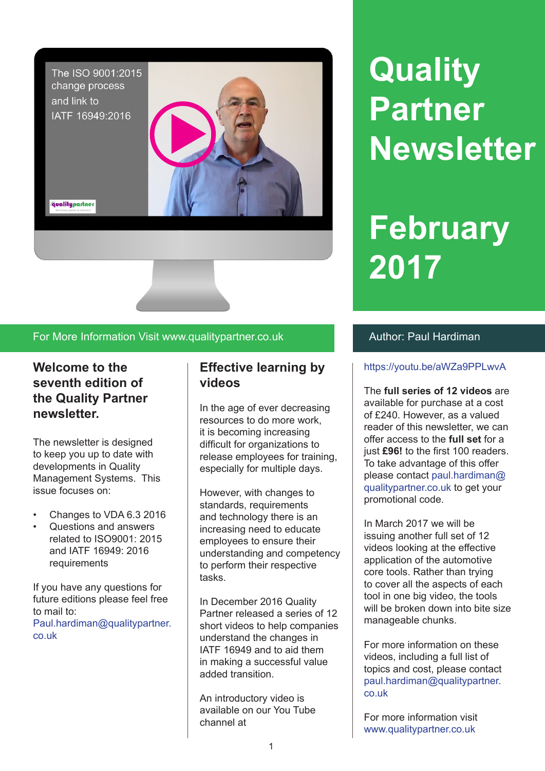# Quality Partner Newsletter

# February 2017

For More Information Visit www.qualitypartner.co.uk

Author: Paul Hardiman

## Welcome to the seventh edition of the Quality Partner newsletter.

The newsletter is designed to keep you up to date with developments in Quality Management Systems. This issue focuses on:

- Changes to VDA 6.3 2016
- Questions and answers related to ISO9001: 2015 and IATF 16949: 2016 requirements

If you have any questions for future editions please feel free to mail to: Paul.hardiman@qualitypartner.co.uk

## Effective learning by videos

In the age of ever decreasing resources to do more work, it is becoming increasing difficult for organizations to release employees for training, especially for multiple days.

However, with changes to standards, requirements and technology there is an increasing need to educate employees to ensure their understanding and competency to perform their respective tasks.

In December 2016 Quality Partner released a series of 12 short videos to help companies understand the changes in IATF 16949 and to aid them in making a successful value added transition.

An introductory video is available on our You Tube channel at

https://youtu.be/aWZa9PPLwvA

The **full series of 12 videos** are available for purchase at a cost of £240. However, as a valued reader of this newsletter, we can offer access to the **full set** for a just **£96!** to the first 100 readers. To take advantage of this offer please contact paul.hardiman@qualitypartner.co.uk to get your promotional code.

In March 2017 we will be issuing another full set of 12 videos looking at the effective application of the automotive core tools. Rather than trying to cover all the aspects of each tool in one big video, the tools will be broken down into bite size manageable chunks.

For more information on these videos, including a full list of topics and cost, please contact paul.hardiman@qualitypartner.co.uk

For more information visit www.qualitypartner.co.uk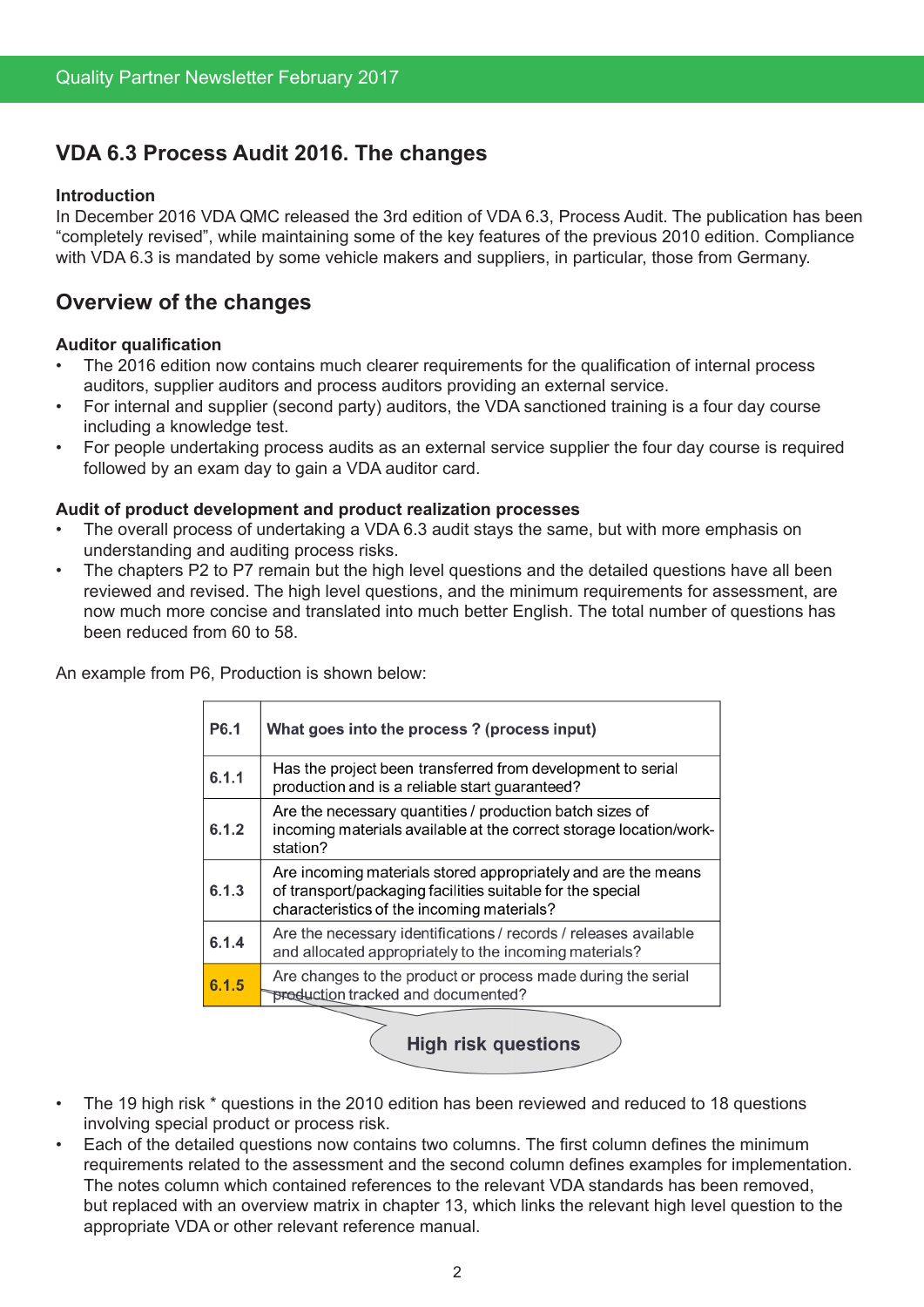## VDA 6.3 Process Audit 2016. The changes

**Introduction**

In December 2016 VDA QMC released the 3rd edition of VDA 6.3, Process Audit. The publication has been “completely revised”, while maintaining some of the key features of the previous 2010 edition. Compliance with VDA 6.3 is mandated by some vehicle makers and suppliers, in particular, those from Germany.

## Overview of the changes

**Auditor qualification**

- The 2016 edition now contains much clearer requirements for the qualification of internal process auditors, supplier auditors and process auditors providing an external service.
- For internal and supplier (second party) auditors, the VDA sanctioned training is a four day course including a knowledge test.
- For people undertaking process audits as an external service supplier the four day course is required followed by an exam day to gain a VDA auditor card.

**Audit of product development and product realization processes**

- The overall process of undertaking a VDA 6.3 audit stays the same, but with more emphasis on understanding and auditing process risks.
- The chapters P2 to P7 remain but the high level questions and the detailed questions have all been reviewed and revised. The high level questions, and the minimum requirements for assessment, are now much more concise and translated into much better English. The total number of questions has been reduced from 60 to 58.

An example from P6, Production is shown below:

| **P6.1** | **What goes into the process ? (process input)** |
|---|---|
| **6.1.1** | Has the project been transferred from development to serial production and is a reliable start guaranteed? |
| **6.1.2** | Are the necessary quantities / production batch sizes of incoming materials available at the correct storage location/work-station? |
| **6.1.3** | Are incoming materials stored appropriately and are the means of transport/packaging facilities suitable for the special characteristics of the incoming materials? |
| **6.1.4** | Are the necessary identifications / records / releases available and allocated appropriately to the incoming materials? |
| **6.1.5** | Are changes to the product or process made during the serial production tracked and documented? |

High risk questions

- The 19 high risk * questions in the 2010 edition has been reviewed and reduced to 18 questions involving special product or process risk.
- Each of the detailed questions now contains two columns. The first column defines the minimum requirements related to the assessment and the second column defines examples for implementation. The notes column which contained references to the relevant VDA standards has been removed, but replaced with an overview matrix in chapter 13, which links the relevant high level question to the appropriate VDA or other relevant reference manual.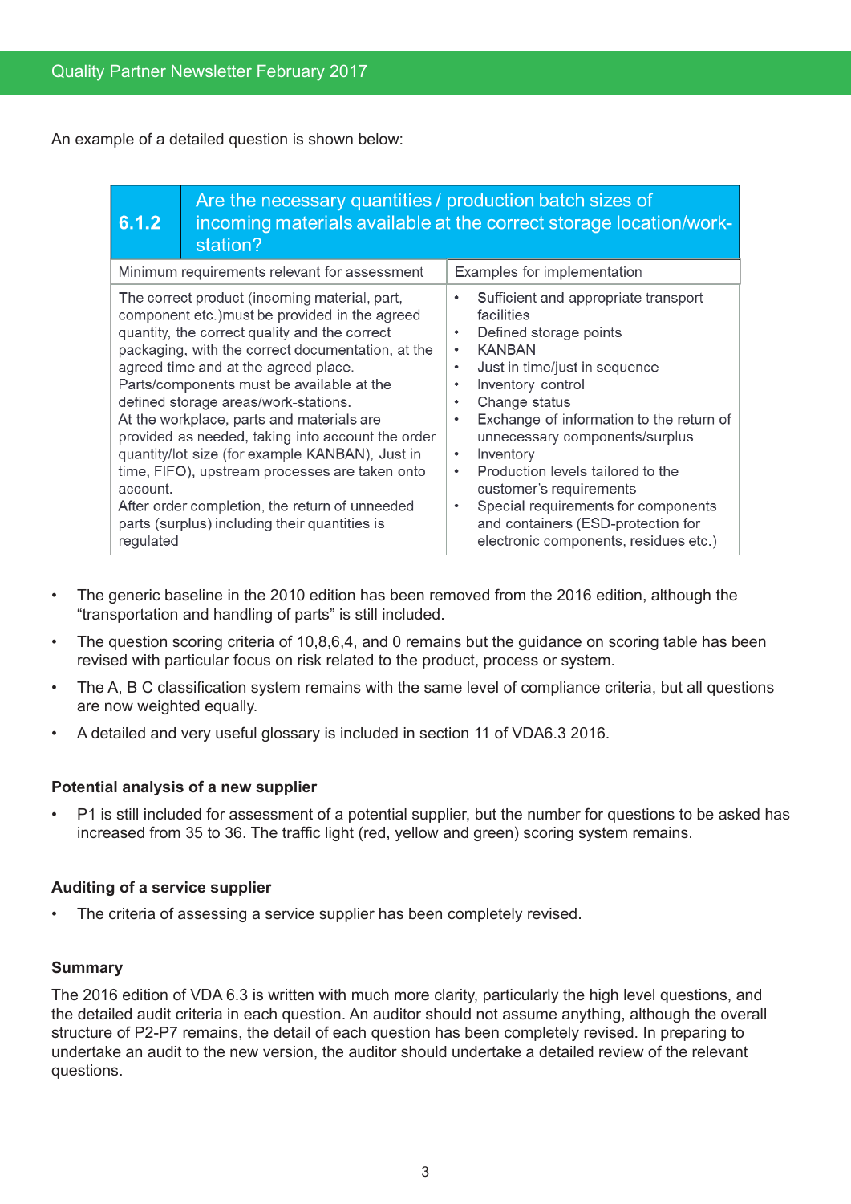An example of a detailed question is shown below:

| 6.1.2 | Are the necessary quantities / production batch sizes of incoming materials available at the correct storage location/work-station? |
|---|---|
| Minimum requirements relevant for assessment | Examples for implementation |
| The correct product (incoming material, part, component etc.)must be provided in the agreed quantity, the correct quality and the correct packaging, with the correct documentation, at the agreed time and at the agreed place.<br>Parts/components must be available at the defined storage areas/work-stations.<br>At the workplace, parts and materials are provided as needed, taking into account the order quantity/lot size (for example KANBAN), Just in time, FIFO), upstream processes are taken onto account.<br>After order completion, the return of unneeded parts (surplus) including their quantities is regulated | • Sufficient and appropriate transport facilities<br>• Defined storage points<br>• KANBAN<br>• Just in time/just in sequence<br>• Inventory control<br>• Change status<br>• Exchange of information to the return of unnecessary components/surplus<br>• Inventory<br>• Production levels tailored to the customer's requirements<br>• Special requirements for components and containers (ESD-protection for electronic components, residues etc.) |

- The generic baseline in the 2010 edition has been removed from the 2016 edition, although the "transportation and handling of parts" is still included.
- The question scoring criteria of 10,8,6,4, and 0 remains but the guidance on scoring table has been revised with particular focus on risk related to the product, process or system.
- The A, B C classification system remains with the same level of compliance criteria, but all questions are now weighted equally.
- A detailed and very useful glossary is included in section 11 of VDA6.3 2016.

### Potential analysis of a new supplier

- P1 is still included for assessment of a potential supplier, but the number for questions to be asked has increased from 35 to 36. The traffic light (red, yellow and green) scoring system remains.

### Auditing of a service supplier

- The criteria of assessing a service supplier has been completely revised.

### Summary

The 2016 edition of VDA 6.3 is written with much more clarity, particularly the high level questions, and the detailed audit criteria in each question. An auditor should not assume anything, although the overall structure of P2-P7 remains, the detail of each question has been completely revised. In preparing to undertake an audit to the new version, the auditor should undertake a detailed review of the relevant questions.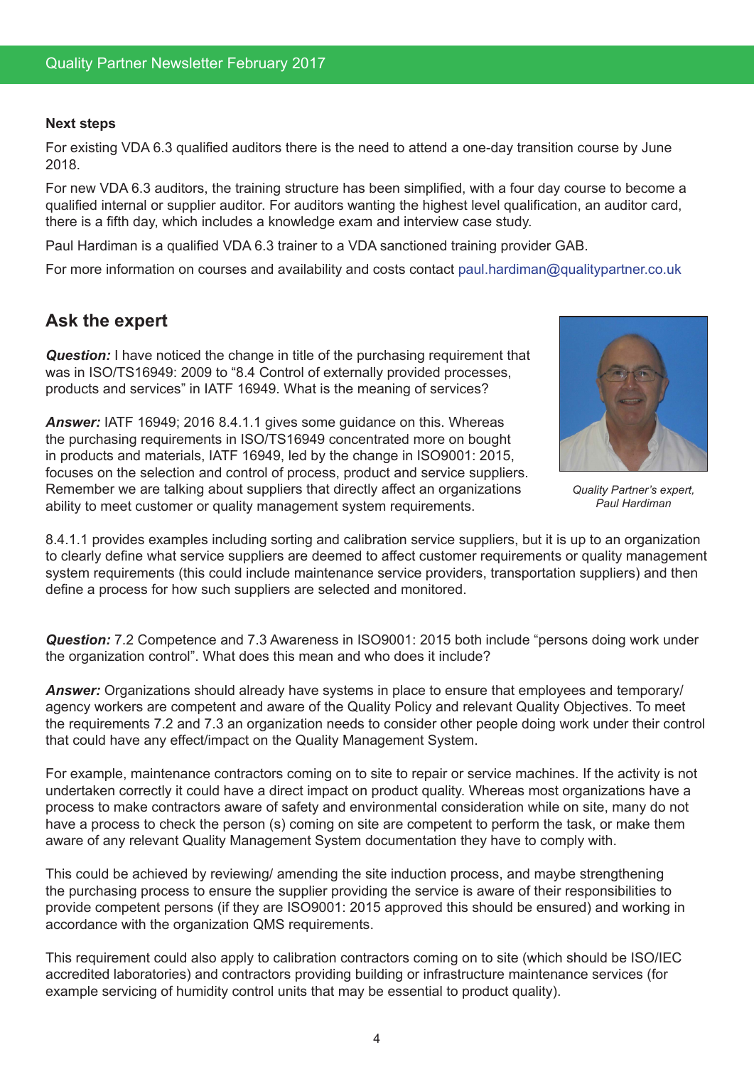**Next steps**

For existing VDA 6.3 qualified auditors there is the need to attend a one-day transition course by June 2018.

For new VDA 6.3 auditors, the training structure has been simplified, with a four day course to become a qualified internal or supplier auditor. For auditors wanting the highest level qualification, an auditor card, there is a fifth day, which includes a knowledge exam and interview case study.

Paul Hardiman is a qualified VDA 6.3 trainer to a VDA sanctioned training provider GAB.

For more information on courses and availability and costs contact paul.hardiman@qualitypartner.co.uk

## Ask the expert

***Question:*** I have noticed the change in title of the purchasing requirement that was in ISO/TS16949: 2009 to "8.4 Control of externally provided processes, products and services" in IATF 16949. What is the meaning of services?

***Answer:*** IATF 16949; 2016 8.4.1.1 gives some guidance on this. Whereas the purchasing requirements in ISO/TS16949 concentrated more on bought in products and materials, IATF 16949, led by the change in ISO9001: 2015, focuses on the selection and control of process, product and service suppliers. Remember we are talking about suppliers that directly affect an organizations ability to meet customer or quality management system requirements.

*Quality Partner's expert, Paul Hardiman*

8.4.1.1 provides examples including sorting and calibration service suppliers, but it is up to an organization to clearly define what service suppliers are deemed to affect customer requirements or quality management system requirements (this could include maintenance service providers, transportation suppliers) and then define a process for how such suppliers are selected and monitored.

***Question:*** 7.2 Competence and 7.3 Awareness in ISO9001: 2015 both include "persons doing work under the organization control". What does this mean and who does it include?

***Answer:*** Organizations should already have systems in place to ensure that employees and temporary/ agency workers are competent and aware of the Quality Policy and relevant Quality Objectives. To meet the requirements 7.2 and 7.3 an organization needs to consider other people doing work under their control that could have any effect/impact on the Quality Management System.

For example, maintenance contractors coming on to site to repair or service machines. If the activity is not undertaken correctly it could have a direct impact on product quality. Whereas most organizations have a process to make contractors aware of safety and environmental consideration while on site, many do not have a process to check the person (s) coming on site are competent to perform the task, or make them aware of any relevant Quality Management System documentation they have to comply with.

This could be achieved by reviewing/ amending the site induction process, and maybe strengthening the purchasing process to ensure the supplier providing the service is aware of their responsibilities to provide competent persons (if they are ISO9001: 2015 approved this should be ensured) and working in accordance with the organization QMS requirements.

This requirement could also apply to calibration contractors coming on to site (which should be ISO/IEC accredited laboratories) and contractors providing building or infrastructure maintenance services (for example servicing of humidity control units that may be essential to product quality).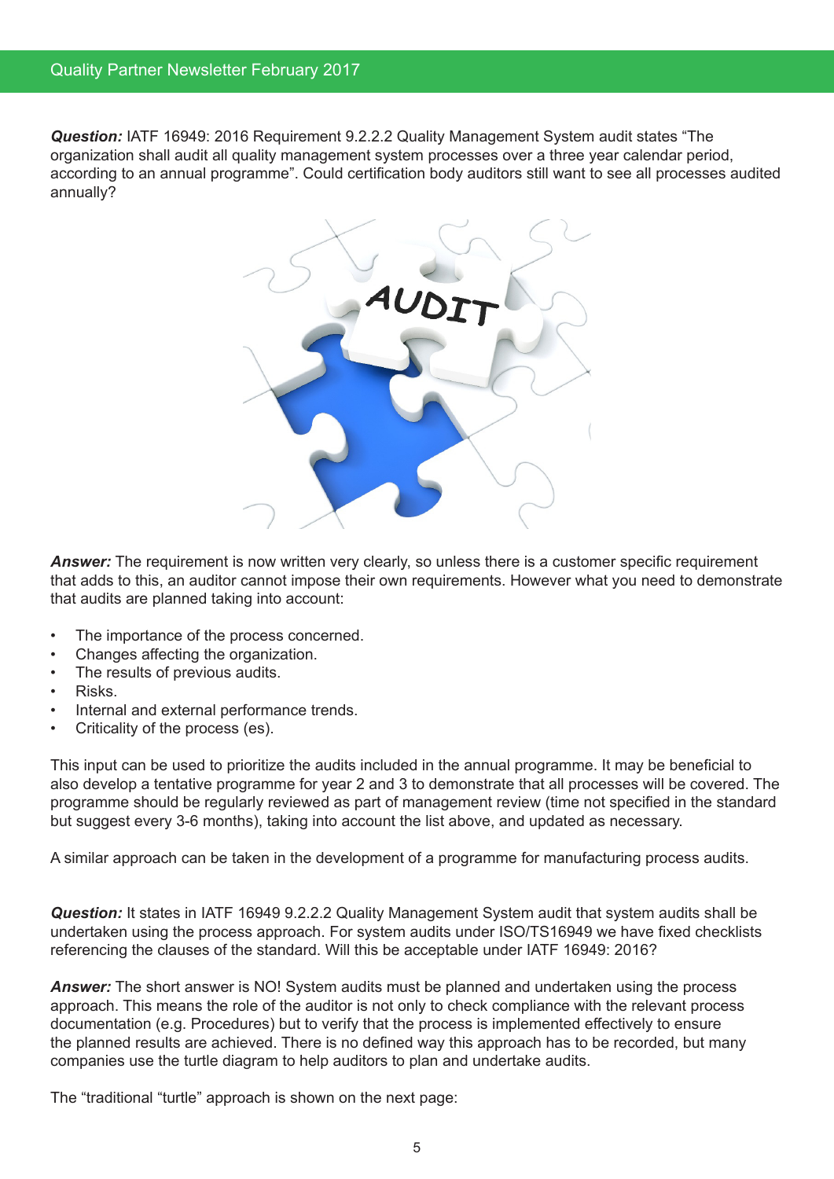***Question:*** IATF 16949: 2016 Requirement 9.2.2.2 Quality Management System audit states "The organization shall audit all quality management system processes over a three year calendar period, according to an annual programme". Could certification body auditors still want to see all processes audited annually?

***Answer:*** The requirement is now written very clearly, so unless there is a customer specific requirement that adds to this, an auditor cannot impose their own requirements. However what you need to demonstrate that audits are planned taking into account:

- The importance of the process concerned.
- Changes affecting the organization.
- The results of previous audits.
- Risks.
- Internal and external performance trends.
- Criticality of the process (es).

This input can be used to prioritize the audits included in the annual programme. It may be beneficial to also develop a tentative programme for year 2 and 3 to demonstrate that all processes will be covered. The programme should be regularly reviewed as part of management review (time not specified in the standard but suggest every 3-6 months), taking into account the list above, and updated as necessary.

A similar approach can be taken in the development of a programme for manufacturing process audits.

***Question:*** It states in IATF 16949 9.2.2.2 Quality Management System audit that system audits shall be undertaken using the process approach. For system audits under ISO/TS16949 we have fixed checklists referencing the clauses of the standard. Will this be acceptable under IATF 16949: 2016?

***Answer:*** The short answer is NO! System audits must be planned and undertaken using the process approach. This means the role of the auditor is not only to check compliance with the relevant process documentation (e.g. Procedures) but to verify that the process is implemented effectively to ensure the planned results are achieved. There is no defined way this approach has to be recorded, but many companies use the turtle diagram to help auditors to plan and undertake audits.

The "traditional "turtle" approach is shown on the next page: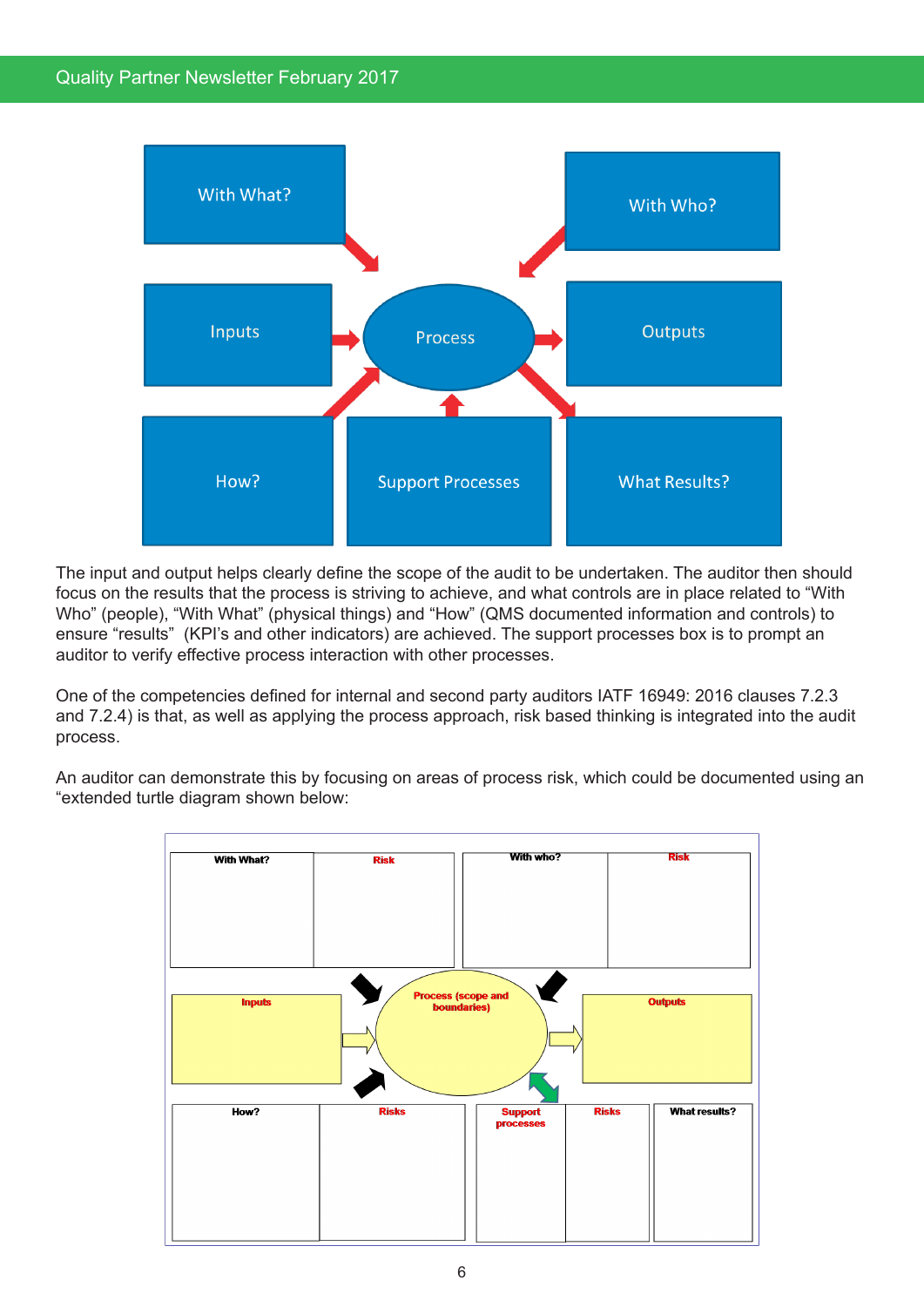With What?

With Who?

Inputs

Process

Outputs

How?

Support Processes

What Results?

The input and output helps clearly define the scope of the audit to be undertaken. The auditor then should focus on the results that the process is striving to achieve, and what controls are in place related to "With Who" (people), "With What" (physical things) and "How" (QMS documented information and controls) to ensure "results" (KPI's and other indicators) are achieved. The support processes box is to prompt an auditor to verify effective process interaction with other processes.

One of the competencies defined for internal and second party auditors IATF 16949: 2016 clauses 7.2.3 and 7.2.4) is that, as well as applying the process approach, risk based thinking is integrated into the audit process.

An auditor can demonstrate this by focusing on areas of process risk, which could be documented using an "extended turtle diagram shown below:

With What?

Risk

With who?

Risk

Inputs

Process (scope and boundaries)

Outputs

How?

Risks

Support processes

Risks

What results?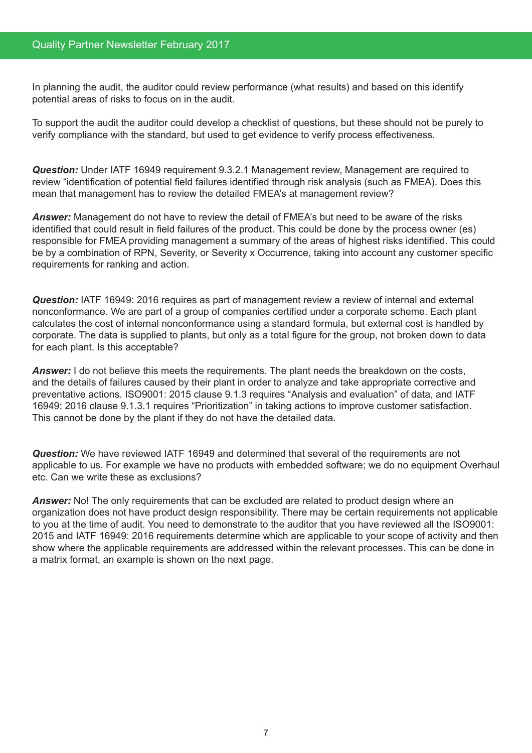In planning the audit, the auditor could review performance (what results) and based on this identify potential areas of risks to focus on in the audit.

To support the audit the auditor could develop a checklist of questions, but these should not be purely to verify compliance with the standard, but used to get evidence to verify process effectiveness.

***Question:*** Under IATF 16949 requirement 9.3.2.1 Management review, Management are required to review "identification of potential field failures identified through risk analysis (such as FMEA). Does this mean that management has to review the detailed FMEA's at management review?

***Answer:*** Management do not have to review the detail of FMEA's but need to be aware of the risks identified that could result in field failures of the product. This could be done by the process owner (es) responsible for FMEA providing management a summary of the areas of highest risks identified. This could be by a combination of RPN, Severity, or Severity x Occurrence, taking into account any customer specific requirements for ranking and action.

***Question:*** IATF 16949: 2016 requires as part of management review a review of internal and external nonconformance. We are part of a group of companies certified under a corporate scheme. Each plant calculates the cost of internal nonconformance using a standard formula, but external cost is handled by corporate. The data is supplied to plants, but only as a total figure for the group, not broken down to data for each plant. Is this acceptable?

***Answer:*** I do not believe this meets the requirements. The plant needs the breakdown on the costs, and the details of failures caused by their plant in order to analyze and take appropriate corrective and preventative actions. ISO9001: 2015 clause 9.1.3 requires "Analysis and evaluation" of data, and IATF 16949: 2016 clause 9.1.3.1 requires "Prioritization" in taking actions to improve customer satisfaction. This cannot be done by the plant if they do not have the detailed data.

***Question:*** We have reviewed IATF 16949 and determined that several of the requirements are not applicable to us. For example we have no products with embedded software; we do no equipment Overhaul etc. Can we write these as exclusions?

***Answer:*** No! The only requirements that can be excluded are related to product design where an organization does not have product design responsibility. There may be certain requirements not applicable to you at the time of audit. You need to demonstrate to the auditor that you have reviewed all the ISO9001: 2015 and IATF 16949: 2016 requirements determine which are applicable to your scope of activity and then show where the applicable requirements are addressed within the relevant processes. This can be done in a matrix format, an example is shown on the next page.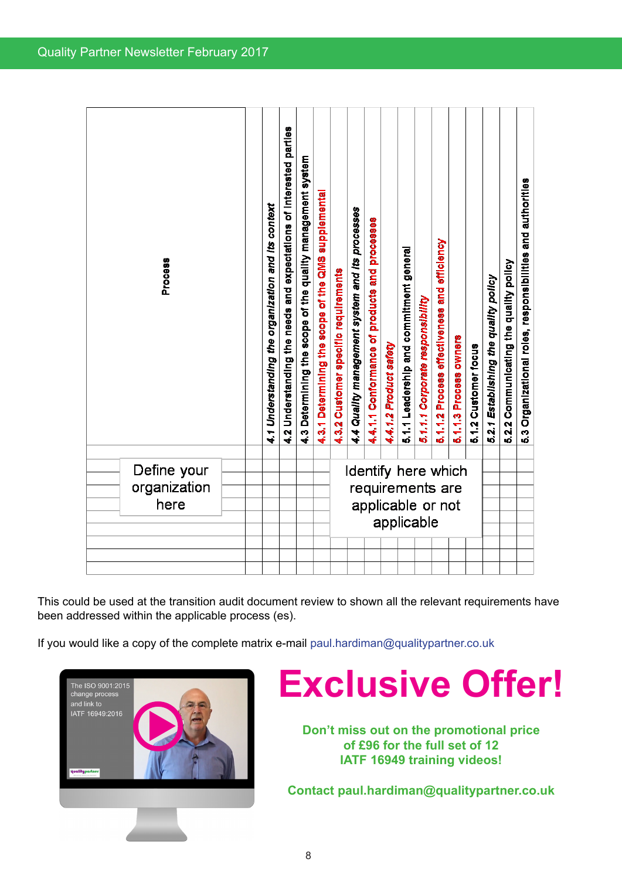| Process | 4.1 Understanding the organization and its context | 4.2 Understanding the needs and expectations of interested parties | 4.3 Determining the scope of the quality management system | 4.3.1 Determining the scope of the QMS supplemental | 4.3.2 Customer specific requirements | 4.4 Quality management system and its processes | 4.4.1.1 Conformance of products and processes | 4.4.1.2 Product safety | 5.1.1 Leadership and commitment general | 5.1.1.1 Corporate responsibility | 5.1.1.2 Process effectiveness and efficiency | 5.1.1.3 Process owners | 5.1.2 Customer focus | 5.2.1 Establishing the quality policy | 5.2.2 Communicating the quality policy | 5.3 Organizational roles, responsibilities and authorities |
|---|---|---|---|---|---|---|---|---|---|---|---|---|---|---|---|---|
| Define your organization here | | | | | Identify here which requirements are applicable or not applicable | | | | | | | | | | | |
| | | | | | | | | | | | | | | | | |
| | | | | | | | | | | | | | | | | |
| | | | | | | | | | | | | | | | | |
| | | | | | | | | | | | | | | | | |
| | | | | | | | | | | | | | | | | |
| | | | | | | | | | | | | | | | | |
| | | | | | | | | | | | | | | | | |
| | | | | | | | | | | | | | | | | |

This could be used at the transition audit document review to shown all the relevant requirements have been addressed within the applicable process (es).

If you would like a copy of the complete matrix e-mail paul.hardiman@qualitypartner.co.uk

The ISO 9001:2015 change process and link to IATF 16949:2016

# Exclusive Offer!

**Don't miss out on the promotional price of £96 for the full set of 12 IATF 16949 training videos!**

**Contact paul.hardiman@qualitypartner.co.uk**